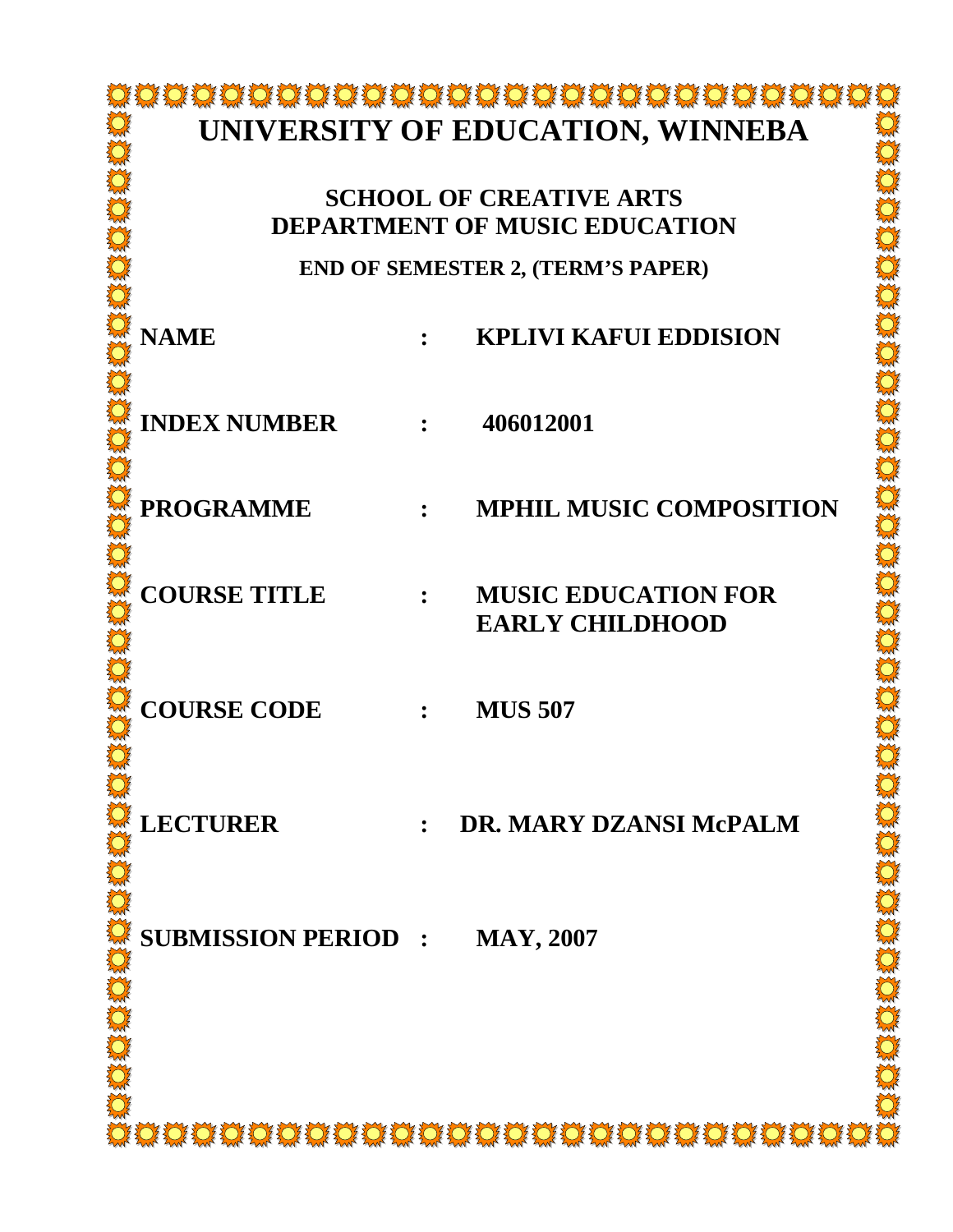# UNIVERSITY OF EDUCATION, WINNEBA

## SCHOOL OF CREATIVE ARTS
## DEPARTMENT OF MUSIC EDUCATION

### END OF SEMESTER 2, (TERM'S PAPER)

**NAME : KPLIVI KAFUI EDDISION**

**INDEX NUMBER : 406012001**

**PROGRAMME : MPHIL MUSIC COMPOSITION**

**COURSE TITLE : MUSIC EDUCATION FOR EARLY CHILDHOOD**

**COURSE CODE : MUS 507**

**LECTURER : DR. MARY DZANSI McPALM**

**SUBMISSION PERIOD : MAY, 2007**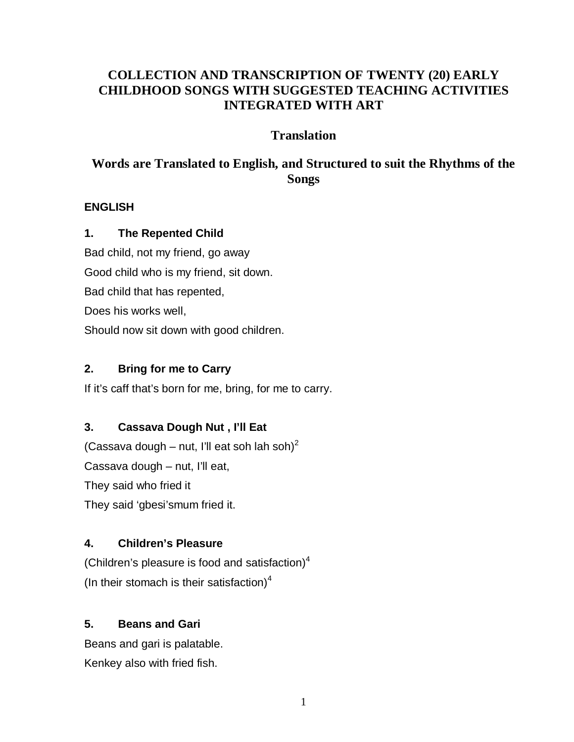# COLLECTION AND TRANSCRIPTION OF TWENTY (20) EARLY CHILDHOOD SONGS WITH SUGGESTED TEACHING ACTIVITIES INTEGRATED WITH ART

## Translation

## Words are Translated to English, and Structured to suit the Rhythms of the Songs

**ENGLISH**

### 1. The Repented Child

Bad child, not my friend, go away

Good child who is my friend, sit down.

Bad child that has repented,

Does his works well,

Should now sit down with good children.

### 2. Bring for me to Carry

If it's caff that's born for me, bring, for me to carry.

### 3. Cassava Dough Nut , I'll Eat

(Cassava dough – nut, I'll eat soh lah soh)[2]

Cassava dough – nut, I'll eat,

They said who fried it

They said 'gbesi'smum fried it.

### 4. Children's Pleasure

(Children's pleasure is food and satisfaction)[4]

(In their stomach is their satisfaction)[4]

### 5. Beans and Gari

Beans and gari is palatable.

Kenkey also with fried fish.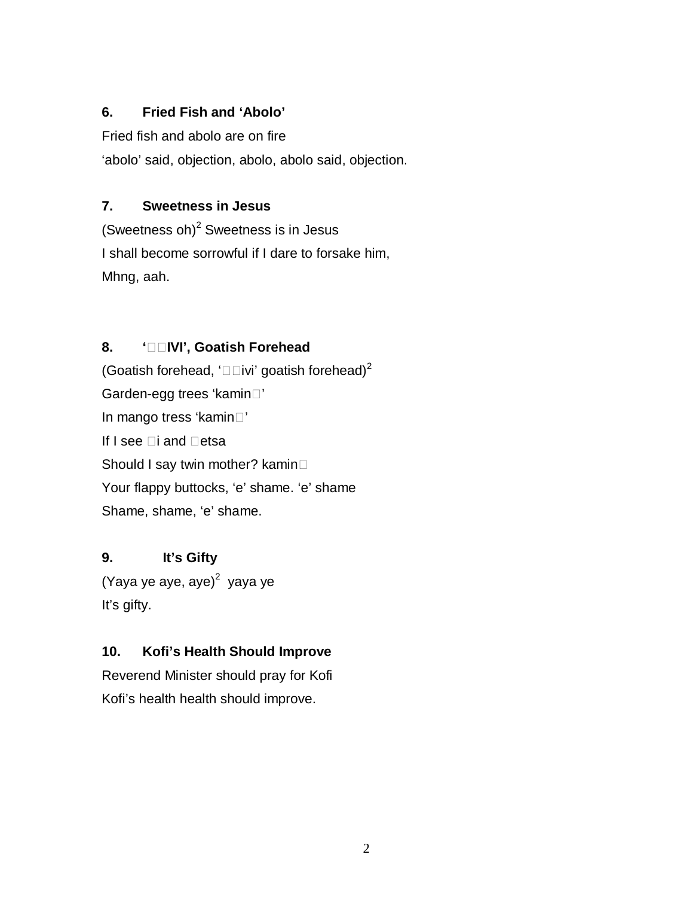### 6. Fried Fish and ‘Abolo’

Fried fish and abolo are on fire
‘abolo’ said, objection, abolo, abolo said, objection.

### 7. Sweetness in Jesus

(Sweetness oh)$^2$ Sweetness is in Jesus
I shall become sorrowful if I dare to forsake him,
Mhng, aah.

### 8. ‘□□IVI’, Goatish Forehead

(Goatish forehead, ‘□□ivi’ goatish forehead)$^2$
Garden-egg trees ‘kamin□’
In mango tress ‘kamin□’
If I see □i and □etsa
Should I say twin mother? kamin□
Your flappy buttocks, ‘e’ shame. ‘e’ shame
Shame, shame, ‘e’ shame.

### 9. It’s Gifty

(Yaya ye aye, aye)$^2$ yaya ye
It’s gifty.

### 10. Kofi’s Health Should Improve

Reverend Minister should pray for Kofi
Kofi’s health health should improve.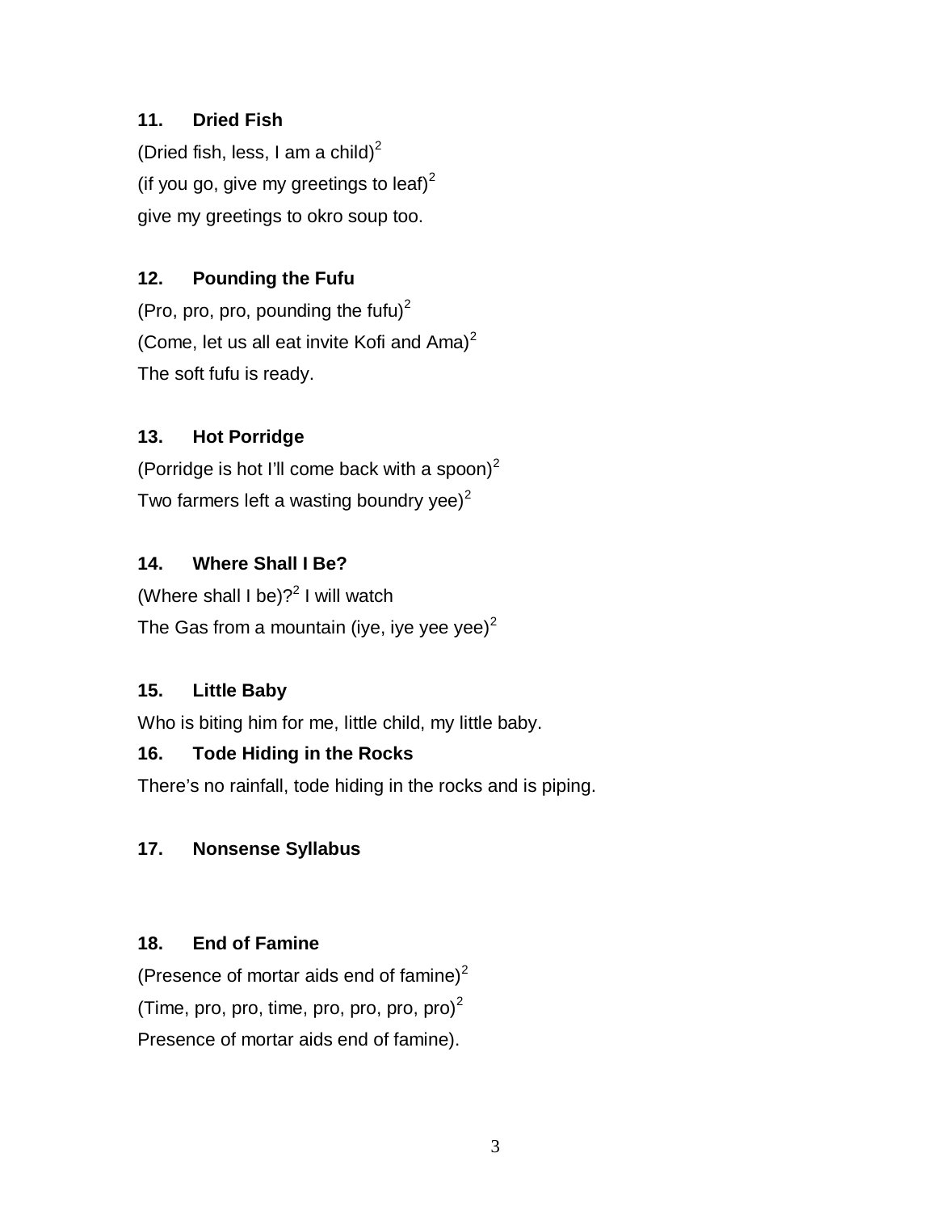### 11. Dried Fish

(Dried fish, less, I am a child)$^2$

(if you go, give my greetings to leaf)$^2$

give my greetings to okro soup too.

### 12. Pounding the Fufu

(Pro, pro, pro, pounding the fufu)$^2$

(Come, let us all eat invite Kofi and Ama)$^2$

The soft fufu is ready.

### 13. Hot Porridge

(Porridge is hot I'll come back with a spoon)$^2$

Two farmers left a wasting boundry yee)$^2$

### 14. Where Shall I Be?

(Where shall I be)?$^2$ I will watch

The Gas from a mountain (iye, iye yee yee)$^2$

### 15. Little Baby

Who is biting him for me, little child, my little baby.

### 16. Tode Hiding in the Rocks

There's no rainfall, tode hiding in the rocks and is piping.

### 17. Nonsense Syllabus

### 18. End of Famine

(Presence of mortar aids end of famine)$^2$

(Time, pro, pro, time, pro, pro, pro, pro)$^2$

Presence of mortar aids end of famine).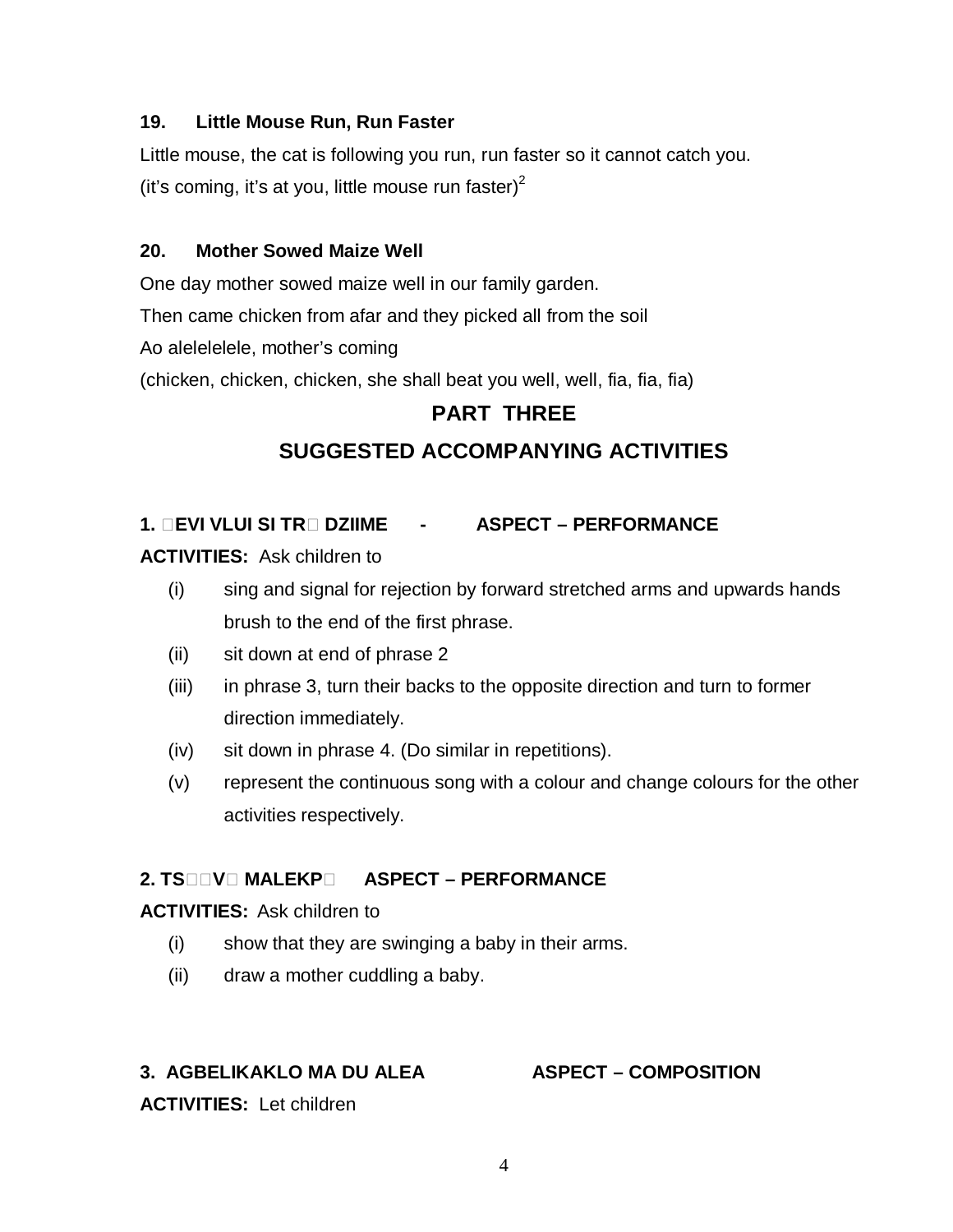### 19. Little Mouse Run, Run Faster

Little mouse, the cat is following you run, run faster so it cannot catch you.
(it's coming, it's at you, little mouse run faster)[2]

### 20. Mother Sowed Maize Well

One day mother sowed maize well in our family garden.
Then came chicken from afar and they picked all from the soil
Ao alelelelele, mother's coming
(chicken, chicken, chicken, she shall beat you well, well, fia, fia, fia)

# PART THREE

# SUGGESTED ACCOMPANYING ACTIVITIES

**1. EVI VLUI SI TR DZIIME - ASPECT – PERFORMANCE**

**ACTIVITIES:** Ask children to

- (i) sing and signal for rejection by forward stretched arms and upwards hands brush to the end of the first phrase.
- (ii) sit down at end of phrase 2
- (iii) in phrase 3, turn their backs to the opposite direction and turn to former direction immediately.
- (iv) sit down in phrase 4. (Do similar in repetitions).
- (v) represent the continuous song with a colour and change colours for the other activities respectively.

**2. TSV MALEKP ASPECT – PERFORMANCE**

**ACTIVITIES:** Ask children to

- (i) show that they are swinging a baby in their arms.
- (ii) draw a mother cuddling a baby.

**3. AGBELIKAKLO MA DU ALEA ASPECT – COMPOSITION**

**ACTIVITIES:** Let children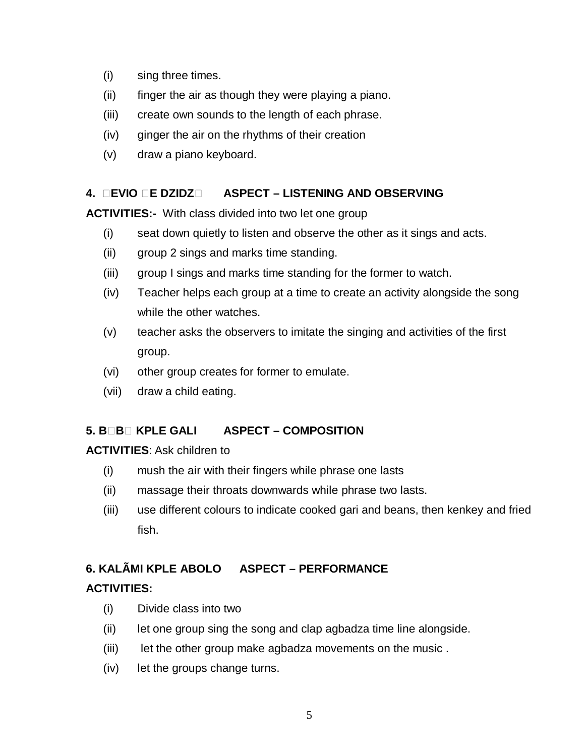(i) sing three times.

(ii) finger the air as though they were playing a piano.

(iii) create own sounds to the length of each phrase.

(iv) ginger the air on the rhythms of their creation

(v) draw a piano keyboard.

**4. EVIO E DZIDZ ASPECT – LISTENING AND OBSERVING**

**ACTIVITIES:-** With class divided into two let one group

(i) seat down quietly to listen and observe the other as it sings and acts.

(ii) group 2 sings and marks time standing.

(iii) group I sings and marks time standing for the former to watch.

(iv) Teacher helps each group at a time to create an activity alongside the song while the other watches.

(v) teacher asks the observers to imitate the singing and activities of the first group.

(vi) other group creates for former to emulate.

(vii) draw a child eating.

**5. BB KPLE GALI ASPECT – COMPOSITION**

**ACTIVITIES**: Ask children to

(i) mush the air with their fingers while phrase one lasts

(ii) massage their throats downwards while phrase two lasts.

(iii) use different colours to indicate cooked gari and beans, then kenkey and fried fish.

**6. KALÃMI KPLE ABOLO ASPECT – PERFORMANCE**

**ACTIVITIES:**

(i) Divide class into two

(ii) let one group sing the song and clap agbadza time line alongside.

(iii) let the other group make agbadza movements on the music .

(iv) let the groups change turns.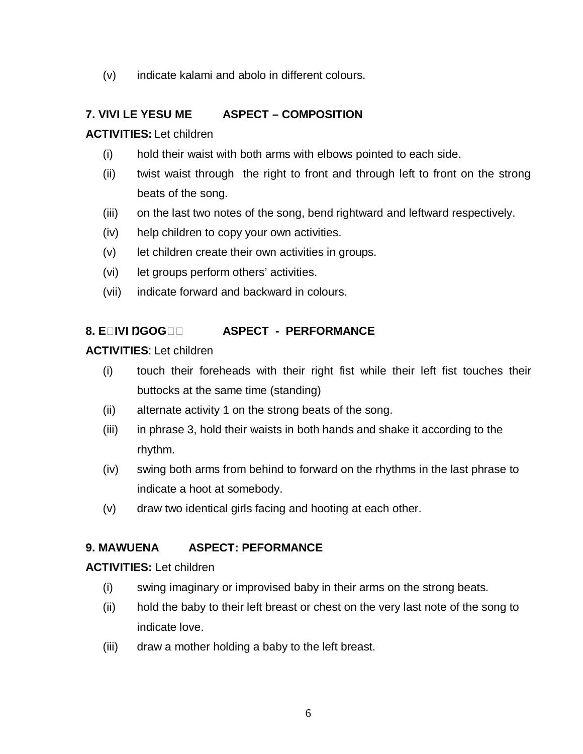(v) indicate kalami and abolo in different colours.

**7. VIVI LE YESU ME ASPECT – COMPOSITION**

**ACTIVITIES:** Let children

(i) hold their waist with both arms with elbows pointed to each side.

(ii) twist waist through the right to front and through left to front on the strong beats of the song.

(iii) on the last two notes of the song, bend rightward and leftward respectively.

(iv) help children to copy your own activities.

(v) let children create their own activities in groups.

(vi) let groups perform others' activities.

(vii) indicate forward and backward in colours.

**8. E IVI ŊGOG ASPECT - PERFORMANCE**

**ACTIVITIES**: Let children

(i) touch their foreheads with their right fist while their left fist touches their buttocks at the same time (standing)

(ii) alternate activity 1 on the strong beats of the song.

(iii) in phrase 3, hold their waists in both hands and shake it according to the rhythm.

(iv) swing both arms from behind to forward on the rhythms in the last phrase to indicate a hoot at somebody.

(v) draw two identical girls facing and hooting at each other.

**9. MAWUENA ASPECT: PEFORMANCE**

**ACTIVITIES:** Let children

(i) swing imaginary or improvised baby in their arms on the strong beats.

(ii) hold the baby to their left breast or chest on the very last note of the song to indicate love.

(iii) draw a mother holding a baby to the left breast.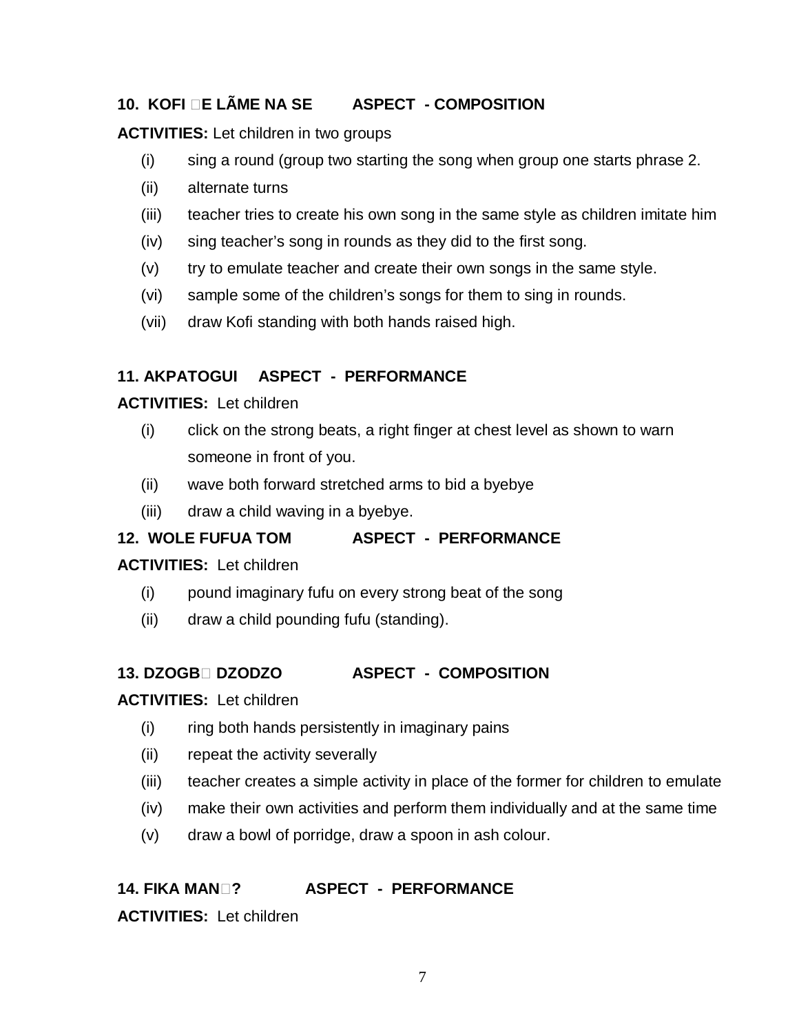**10. KOFI E LÃME NA SE ASPECT - COMPOSITION**

**ACTIVITIES:** Let children in two groups

(i) sing a round (group two starting the song when group one starts phrase 2.

(ii) alternate turns

(iii) teacher tries to create his own song in the same style as children imitate him

(iv) sing teacher's song in rounds as they did to the first song.

(v) try to emulate teacher and create their own songs in the same style.

(vi) sample some of the children's songs for them to sing in rounds.

(vii) draw Kofi standing with both hands raised high.

**11. AKPATOGUI ASPECT - PERFORMANCE**

**ACTIVITIES:** Let children

(i) click on the strong beats, a right finger at chest level as shown to warn someone in front of you.

(ii) wave both forward stretched arms to bid a byebye

(iii) draw a child waving in a byebye.

**12. WOLE FUFUA TOM ASPECT - PERFORMANCE**

**ACTIVITIES:** Let children

(i) pound imaginary fufu on every strong beat of the song

(ii) draw a child pounding fufu (standing).

**13. DZOGB DZODZO ASPECT - COMPOSITION**

**ACTIVITIES:** Let children

(i) ring both hands persistently in imaginary pains

(ii) repeat the activity severally

(iii) teacher creates a simple activity in place of the former for children to emulate

(iv) make their own activities and perform them individually and at the same time

(v) draw a bowl of porridge, draw a spoon in ash colour.

**14. FIKA MAN? ASPECT - PERFORMANCE**

**ACTIVITIES:** Let children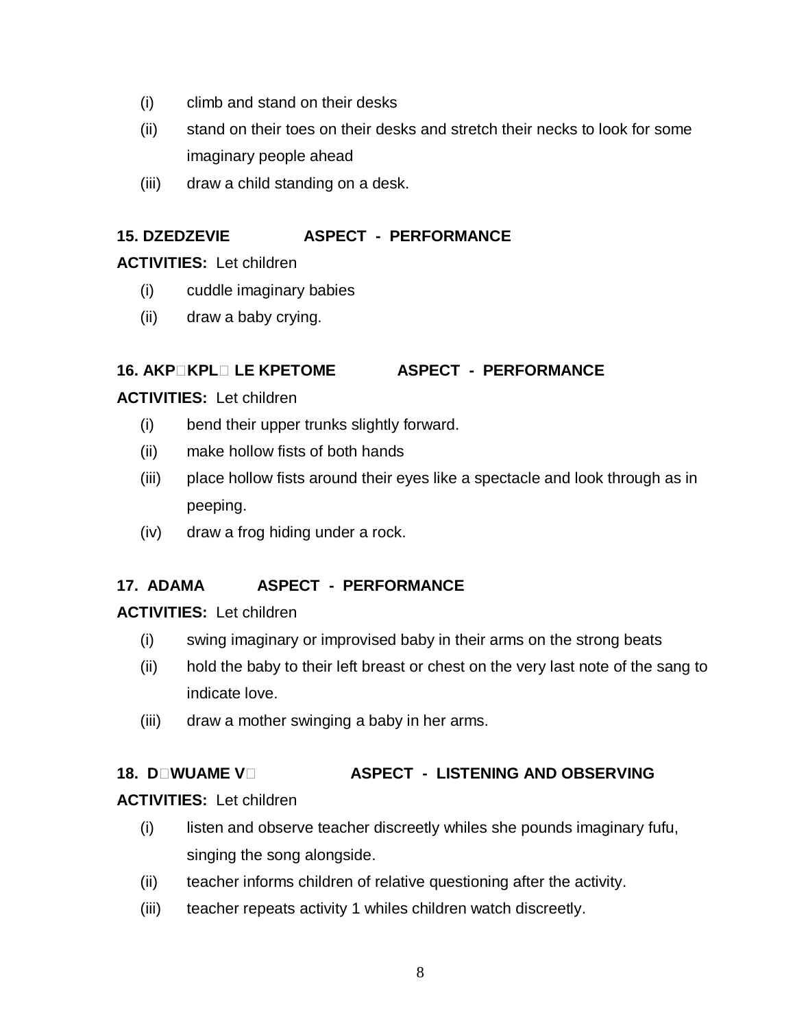(i) climb and stand on their desks

(ii) stand on their toes on their desks and stretch their necks to look for some imaginary people ahead

(iii) draw a child standing on a desk.

**15. DZEDZEVIE ASPECT - PERFORMANCE**

**ACTIVITIES:** Let children

(i) cuddle imaginary babies

(ii) draw a baby crying.

**16. AKP□KPL□ LE KPETOME ASPECT - PERFORMANCE**

**ACTIVITIES:** Let children

(i) bend their upper trunks slightly forward.

(ii) make hollow fists of both hands

(iii) place hollow fists around their eyes like a spectacle and look through as in peeping.

(iv) draw a frog hiding under a rock.

**17. ADAMA ASPECT - PERFORMANCE**

**ACTIVITIES:** Let children

(i) swing imaginary or improvised baby in their arms on the strong beats

(ii) hold the baby to their left breast or chest on the very last note of the sang to indicate love.

(iii) draw a mother swinging a baby in her arms.

**18. D□WUAME V□ ASPECT - LISTENING AND OBSERVING**

**ACTIVITIES:** Let children

(i) listen and observe teacher discreetly whiles she pounds imaginary fufu, singing the song alongside.

(ii) teacher informs children of relative questioning after the activity.

(iii) teacher repeats activity 1 whiles children watch discreetly.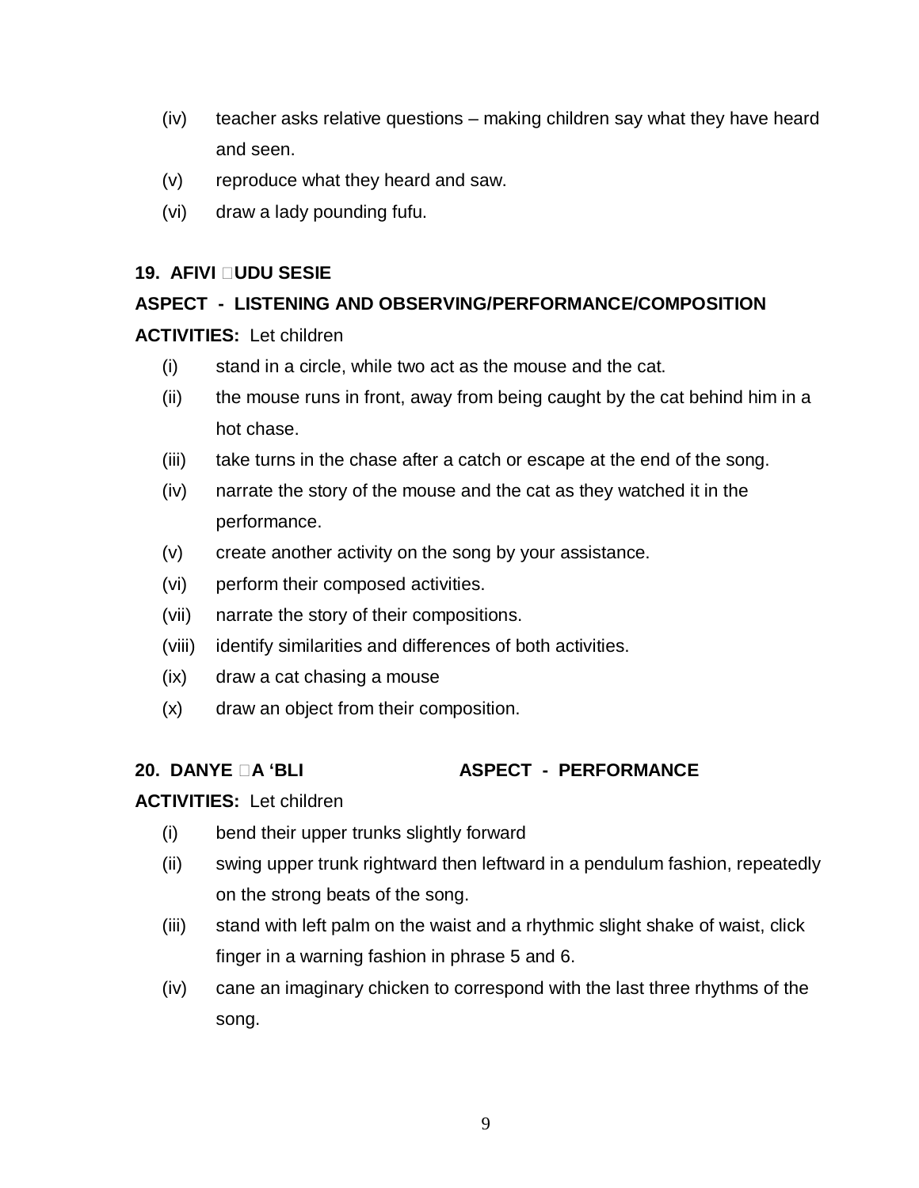(iv) teacher asks relative questions – making children say what they have heard and seen.

(v) reproduce what they heard and saw.

(vi) draw a lady pounding fufu.

**19. AFIVI UDU SESIE**

**ASPECT - LISTENING AND OBSERVING/PERFORMANCE/COMPOSITION**

**ACTIVITIES:** Let children

(i) stand in a circle, while two act as the mouse and the cat.

(ii) the mouse runs in front, away from being caught by the cat behind him in a hot chase.

(iii) take turns in the chase after a catch or escape at the end of the song.

(iv) narrate the story of the mouse and the cat as they watched it in the performance.

(v) create another activity on the song by your assistance.

(vi) perform their composed activities.

(vii) narrate the story of their compositions.

(viii) identify similarities and differences of both activities.

(ix) draw a cat chasing a mouse

(x) draw an object from their composition.

**20. DANYE A 'BLI** **ASPECT - PERFORMANCE**

**ACTIVITIES:** Let children

(i) bend their upper trunks slightly forward

(ii) swing upper trunk rightward then leftward in a pendulum fashion, repeatedly on the strong beats of the song.

(iii) stand with left palm on the waist and a rhythmic slight shake of waist, click finger in a warning fashion in phrase 5 and 6.

(iv) cane an imaginary chicken to correspond with the last three rhythms of the song.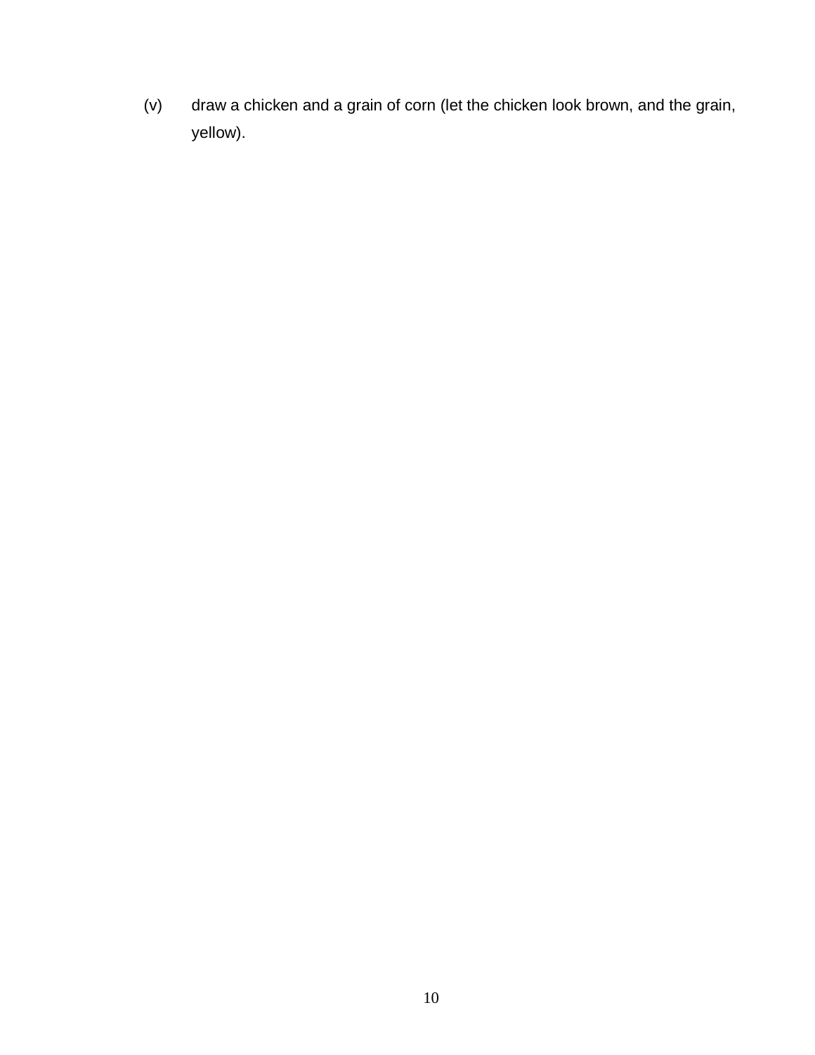(v) draw a chicken and a grain of corn (let the chicken look brown, and the grain, yellow).